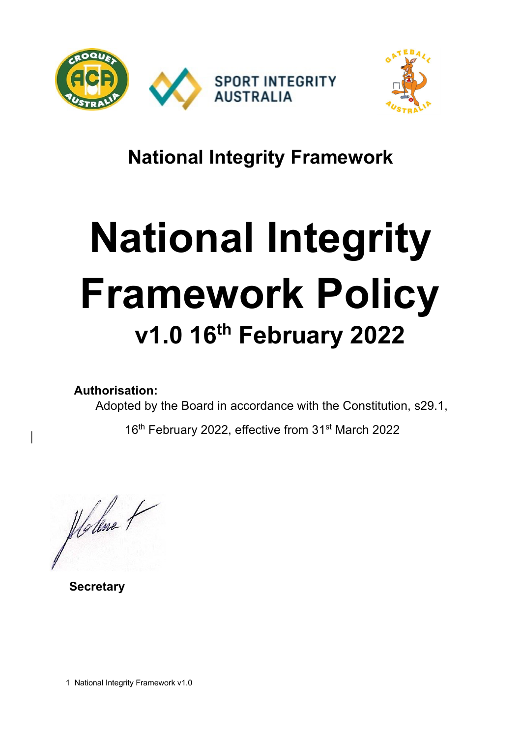**National Integrity Framework**

# National Integrity Framework Policy

## v1.0 16th February 2022

**Authorisation:**

Adopted by the Board in accordance with the Constitution, s29.1,

16th February 2022, effective from 31st March 2022

**Secretary**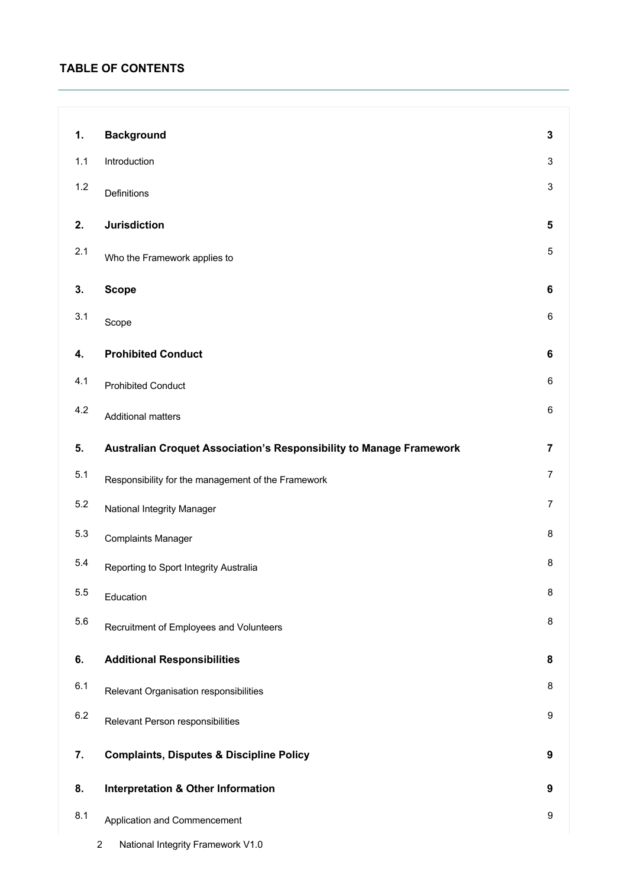**TABLE OF CONTENTS**

| | | |
|---|---|---|
| **1.** | **Background** | **3** |
| 1.1 | Introduction | 3 |
| 1.2 | Definitions | 3 |
| **2.** | **Jurisdiction** | **5** |
| 2.1 | Who the Framework applies to | 5 |
| **3.** | **Scope** | **6** |
| 3.1 | Scope | 6 |
| **4.** | **Prohibited Conduct** | **6** |
| 4.1 | Prohibited Conduct | 6 |
| 4.2 | Additional matters | 6 |
| **5.** | **Australian Croquet Association's Responsibility to Manage Framework** | **7** |
| 5.1 | Responsibility for the management of the Framework | 7 |
| 5.2 | National Integrity Manager | 7 |
| 5.3 | Complaints Manager | 8 |
| 5.4 | Reporting to Sport Integrity Australia | 8 |
| 5.5 | Education | 8 |
| 5.6 | Recruitment of Employees and Volunteers | 8 |
| **6.** | **Additional Responsibilities** | **8** |
| 6.1 | Relevant Organisation responsibilities | 8 |
| 6.2 | Relevant Person responsibilities | 9 |
| **7.** | **Complaints, Disputes & Discipline Policy** | **9** |
| **8.** | **Interpretation & Other Information** | **9** |
| 8.1 | Application and Commencement | 9 |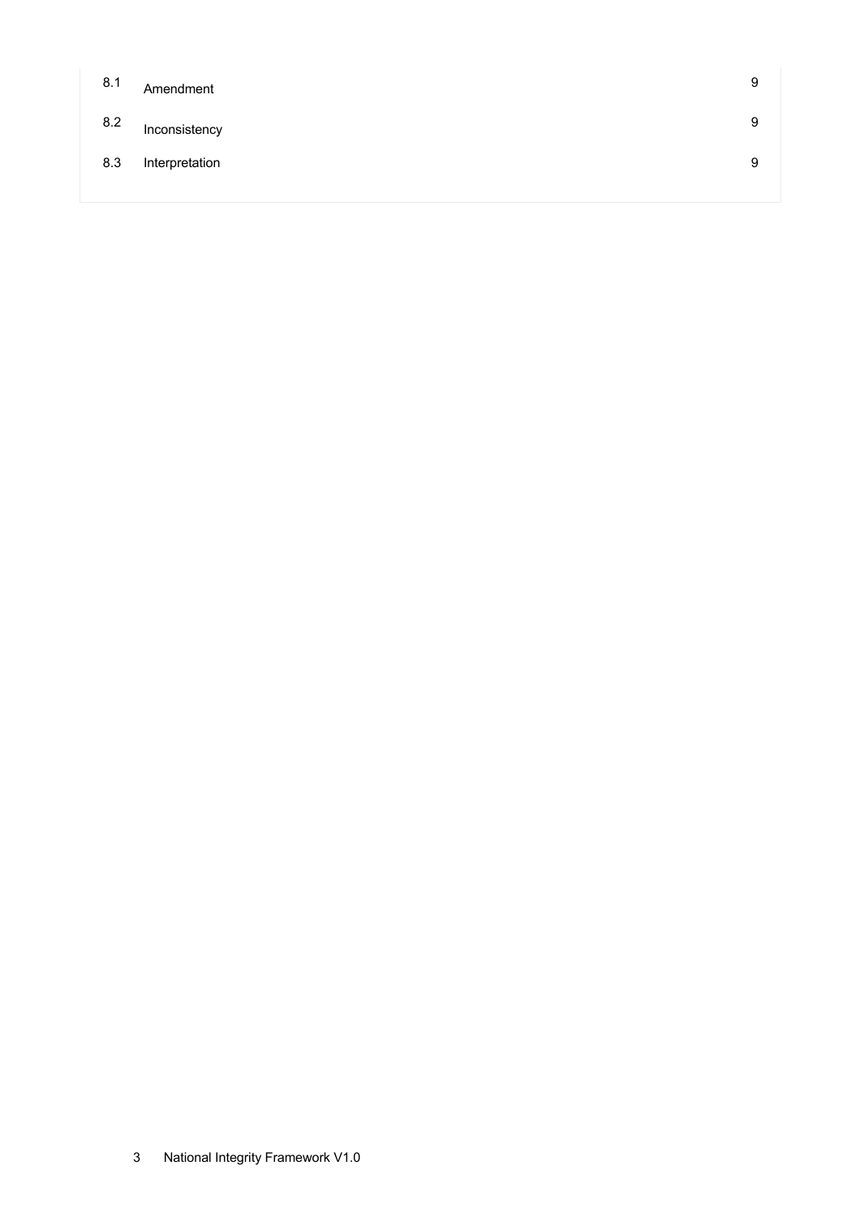| | | |
|---|---|---|
| 8.1 | Amendment | 9 |
| 8.2 | Inconsistency | 9 |
| 8.3 | Interpretation | 9 |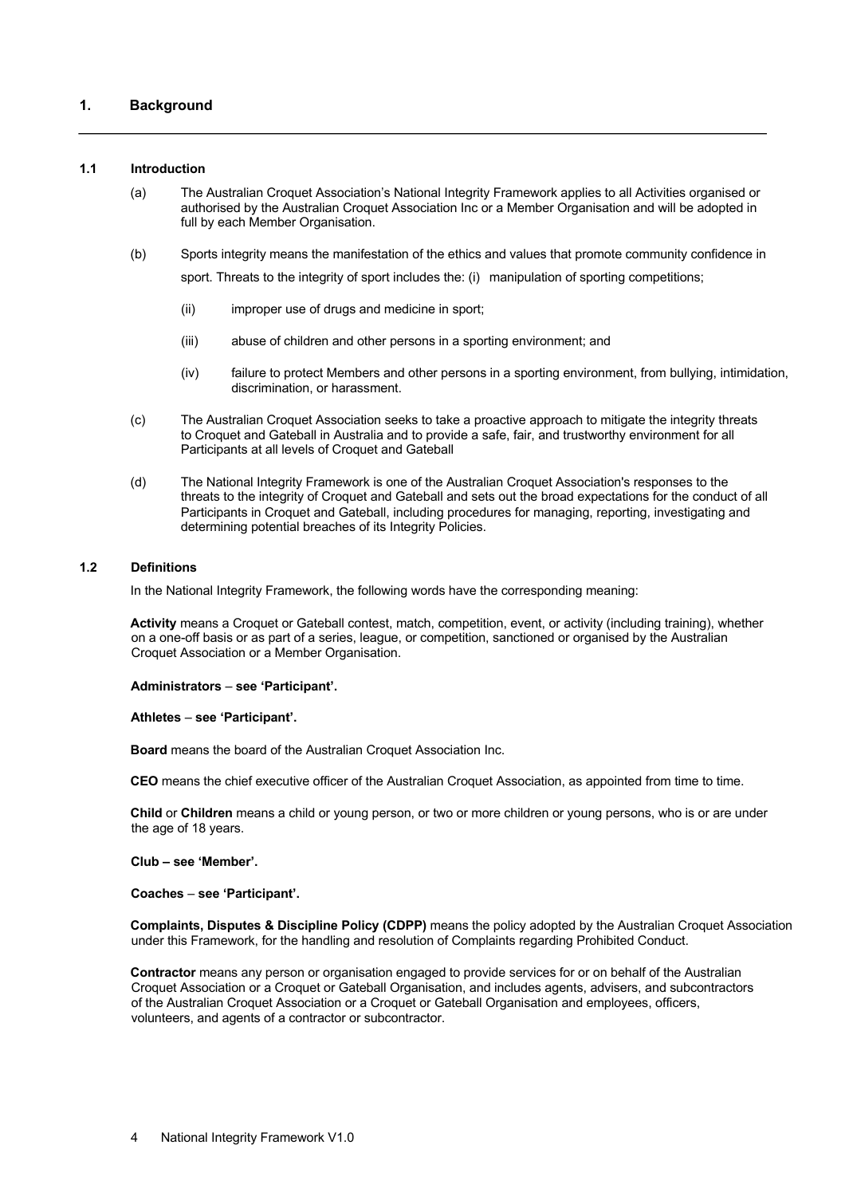## 1. Background

### 1.1 Introduction

(a) The Australian Croquet Association's National Integrity Framework applies to all Activities organised or authorised by the Australian Croquet Association Inc or a Member Organisation and will be adopted in full by each Member Organisation.

(b) Sports integrity means the manifestation of the ethics and values that promote community confidence in sport. Threats to the integrity of sport includes the:

(i) manipulation of sporting competitions;

(ii) improper use of drugs and medicine in sport;

(iii) abuse of children and other persons in a sporting environment; and

(iv) failure to protect Members and other persons in a sporting environment, from bullying, intimidation, discrimination, or harassment.

(c) The Australian Croquet Association seeks to take a proactive approach to mitigate the integrity threats to Croquet and Gateball in Australia and to provide a safe, fair, and trustworthy environment for all Participants at all levels of Croquet and Gateball

(d) The National Integrity Framework is one of the Australian Croquet Association's responses to the threats to the integrity of Croquet and Gateball and sets out the broad expectations for the conduct of all Participants in Croquet and Gateball, including procedures for managing, reporting, investigating and determining potential breaches of its Integrity Policies.

### 1.2 Definitions

In the National Integrity Framework, the following words have the corresponding meaning:

**Activity** means a Croquet or Gateball contest, match, competition, event, or activity (including training), whether on a one-off basis or as part of a series, league, or competition, sanctioned or organised by the Australian Croquet Association or a Member Organisation.

**Administrators – see 'Participant'.**

**Athletes – see 'Participant'.**

**Board** means the board of the Australian Croquet Association Inc.

**CEO** means the chief executive officer of the Australian Croquet Association, as appointed from time to time.

**Child** or **Children** means a child or young person, or two or more children or young persons, who is or are under the age of 18 years.

**Club – see 'Member'.**

**Coaches – see 'Participant'.**

**Complaints, Disputes & Discipline Policy (CDPP)** means the policy adopted by the Australian Croquet Association under this Framework, for the handling and resolution of Complaints regarding Prohibited Conduct.

**Contractor** means any person or organisation engaged to provide services for or on behalf of the Australian Croquet Association or a Croquet or Gateball Organisation, and includes agents, advisers, and subcontractors of the Australian Croquet Association or a Croquet or Gateball Organisation and employees, officers, volunteers, and agents of a contractor or subcontractor.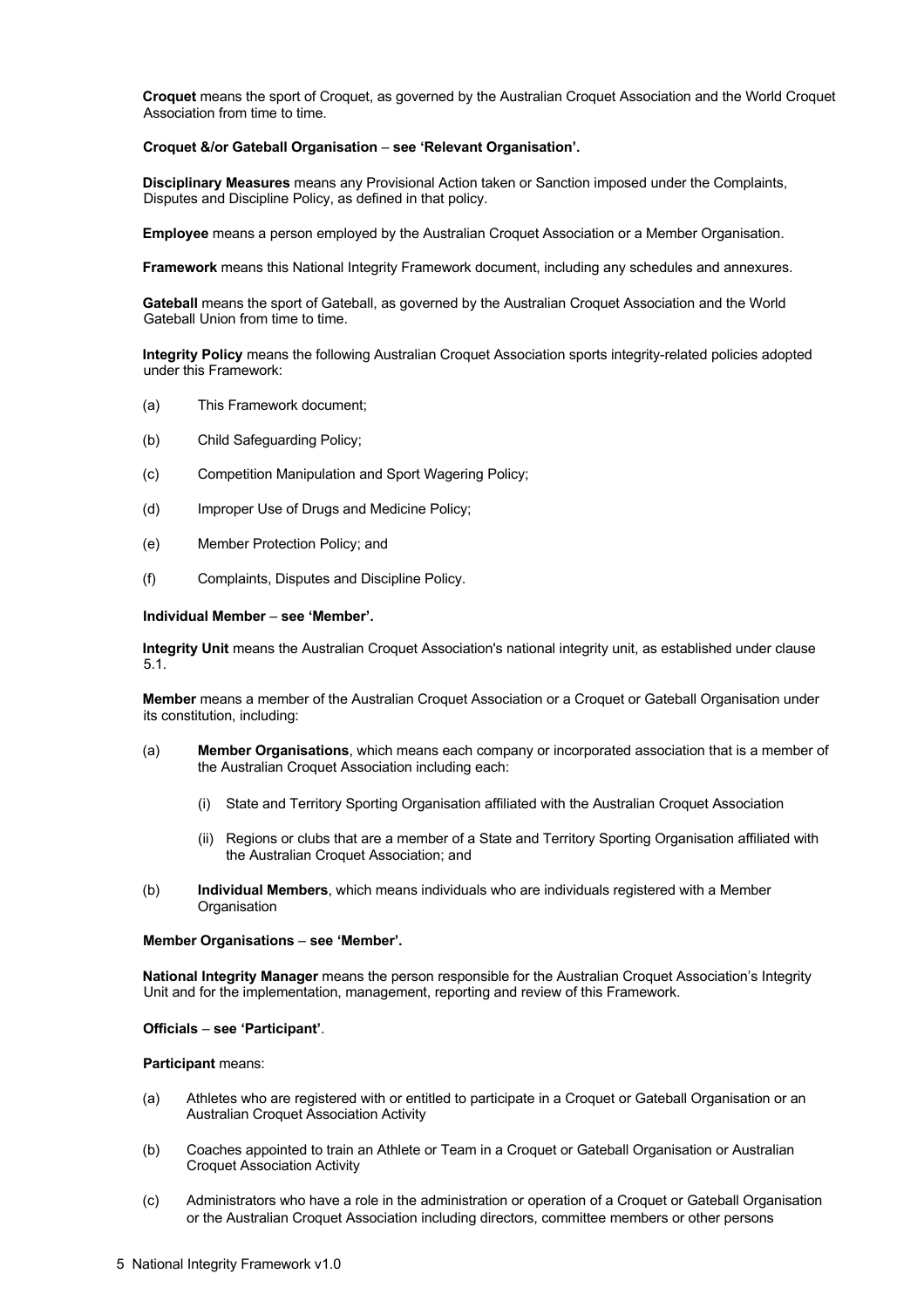**Croquet** means the sport of Croquet, as governed by the Australian Croquet Association and the World Croquet Association from time to time.

**Croquet &/or Gateball Organisation – see 'Relevant Organisation'.**

**Disciplinary Measures** means any Provisional Action taken or Sanction imposed under the Complaints, Disputes and Discipline Policy, as defined in that policy.

**Employee** means a person employed by the Australian Croquet Association or a Member Organisation.

**Framework** means this National Integrity Framework document, including any schedules and annexures.

**Gateball** means the sport of Gateball, as governed by the Australian Croquet Association and the World Gateball Union from time to time.

**Integrity Policy** means the following Australian Croquet Association sports integrity-related policies adopted under this Framework:

(a) This Framework document;

(b) Child Safeguarding Policy;

(c) Competition Manipulation and Sport Wagering Policy;

(d) Improper Use of Drugs and Medicine Policy;

(e) Member Protection Policy; and

(f) Complaints, Disputes and Discipline Policy.

**Individual Member – see 'Member'.**

**Integrity Unit** means the Australian Croquet Association's national integrity unit, as established under clause 5.1.

**Member** means a member of the Australian Croquet Association or a Croquet or Gateball Organisation under its constitution, including:

(a) **Member Organisations**, which means each company or incorporated association that is a member of the Australian Croquet Association including each:

  (i) State and Territory Sporting Organisation affiliated with the Australian Croquet Association

  (ii) Regions or clubs that are a member of a State and Territory Sporting Organisation affiliated with the Australian Croquet Association; and

(b) **Individual Members**, which means individuals who are individuals registered with a Member Organisation

**Member Organisations – see 'Member'.**

**National Integrity Manager** means the person responsible for the Australian Croquet Association's Integrity Unit and for the implementation, management, reporting and review of this Framework.

**Officials – see 'Participant'**.

**Participant** means:

(a) Athletes who are registered with or entitled to participate in a Croquet or Gateball Organisation or an Australian Croquet Association Activity

(b) Coaches appointed to train an Athlete or Team in a Croquet or Gateball Organisation or Australian Croquet Association Activity

(c) Administrators who have a role in the administration or operation of a Croquet or Gateball Organisation or the Australian Croquet Association including directors, committee members or other persons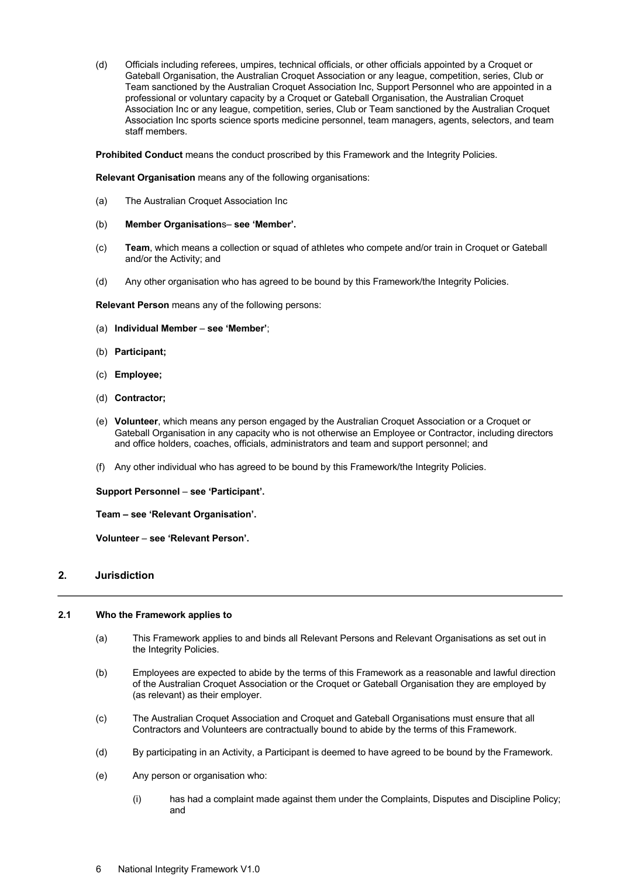(d) Officials including referees, umpires, technical officials, or other officials appointed by a Croquet or Gateball Organisation, the Australian Croquet Association or any league, competition, series, Club or Team sanctioned by the Australian Croquet Association Inc, Support Personnel who are appointed in a professional or voluntary capacity by a Croquet or Gateball Organisation, the Australian Croquet Association Inc or any league, competition, series, Club or Team sanctioned by the Australian Croquet Association Inc sports science sports medicine personnel, team managers, agents, selectors, and team staff members.

**Prohibited Conduct** means the conduct proscribed by this Framework and the Integrity Policies.

**Relevant Organisation** means any of the following organisations:

(a) The Australian Croquet Association Inc

(b) **Member Organisation**s– **see 'Member'.**

(c) **Team**, which means a collection or squad of athletes who compete and/or train in Croquet or Gateball and/or the Activity; and

(d) Any other organisation who has agreed to be bound by this Framework/the Integrity Policies.

**Relevant Person** means any of the following persons:

(a) **Individual Member** – **see 'Member'**;

(b) **Participant;**

(c) **Employee;**

(d) **Contractor;**

(e) **Volunteer**, which means any person engaged by the Australian Croquet Association or a Croquet or Gateball Organisation in any capacity who is not otherwise an Employee or Contractor, including directors and office holders, coaches, officials, administrators and team and support personnel; and

(f) Any other individual who has agreed to be bound by this Framework/the Integrity Policies.

**Support Personnel** – **see 'Participant'.**

**Team – see 'Relevant Organisation'.**

**Volunteer** – **see 'Relevant Person'.**

## 2. Jurisdiction

### 2.1 Who the Framework applies to

(a) This Framework applies to and binds all Relevant Persons and Relevant Organisations as set out in the Integrity Policies.

(b) Employees are expected to abide by the terms of this Framework as a reasonable and lawful direction of the Australian Croquet Association or the Croquet or Gateball Organisation they are employed by (as relevant) as their employer.

(c) The Australian Croquet Association and Croquet and Gateball Organisations must ensure that all Contractors and Volunteers are contractually bound to abide by the terms of this Framework.

(d) By participating in an Activity, a Participant is deemed to have agreed to be bound by the Framework.

(e) Any person or organisation who:

(i) has had a complaint made against them under the Complaints, Disputes and Discipline Policy; and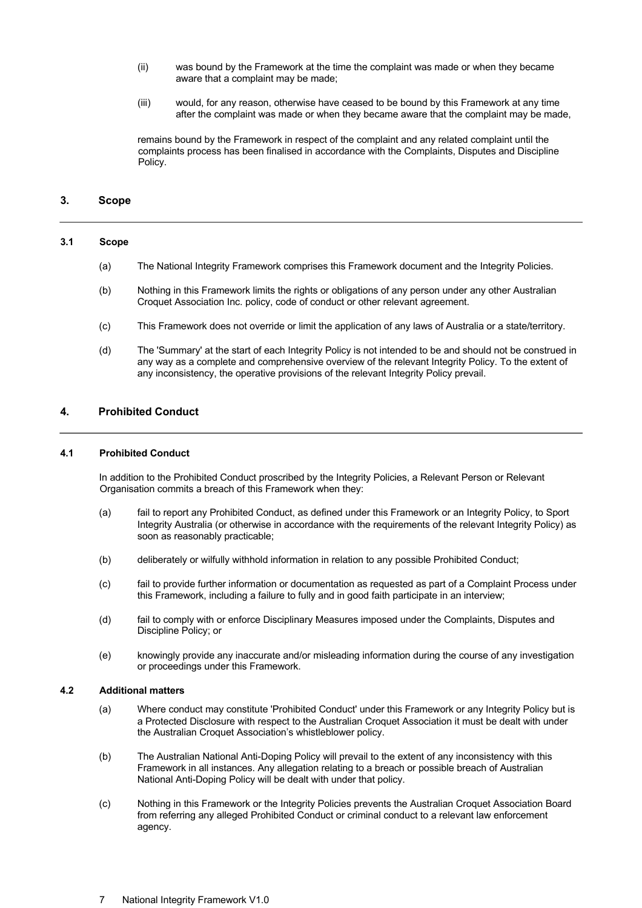(ii) was bound by the Framework at the time the complaint was made or when they became aware that a complaint may be made;

(iii) would, for any reason, otherwise have ceased to be bound by this Framework at any time after the complaint was made or when they became aware that the complaint may be made,

remains bound by the Framework in respect of the complaint and any related complaint until the complaints process has been finalised in accordance with the Complaints, Disputes and Discipline Policy.

## 3. Scope

### 3.1 Scope

(a) The National Integrity Framework comprises this Framework document and the Integrity Policies.

(b) Nothing in this Framework limits the rights or obligations of any person under any other Australian Croquet Association Inc. policy, code of conduct or other relevant agreement.

(c) This Framework does not override or limit the application of any laws of Australia or a state/territory.

(d) The 'Summary' at the start of each Integrity Policy is not intended to be and should not be construed in any way as a complete and comprehensive overview of the relevant Integrity Policy. To the extent of any inconsistency, the operative provisions of the relevant Integrity Policy prevail.

## 4. Prohibited Conduct

### 4.1 Prohibited Conduct

In addition to the Prohibited Conduct proscribed by the Integrity Policies, a Relevant Person or Relevant Organisation commits a breach of this Framework when they:

(a) fail to report any Prohibited Conduct, as defined under this Framework or an Integrity Policy, to Sport Integrity Australia (or otherwise in accordance with the requirements of the relevant Integrity Policy) as soon as reasonably practicable;

(b) deliberately or wilfully withhold information in relation to any possible Prohibited Conduct;

(c) fail to provide further information or documentation as requested as part of a Complaint Process under this Framework, including a failure to fully and in good faith participate in an interview;

(d) fail to comply with or enforce Disciplinary Measures imposed under the Complaints, Disputes and Discipline Policy; or

(e) knowingly provide any inaccurate and/or misleading information during the course of any investigation or proceedings under this Framework.

### 4.2 Additional matters

(a) Where conduct may constitute 'Prohibited Conduct' under this Framework or any Integrity Policy but is a Protected Disclosure with respect to the Australian Croquet Association it must be dealt with under the Australian Croquet Association's whistleblower policy.

(b) The Australian National Anti-Doping Policy will prevail to the extent of any inconsistency with this Framework in all instances. Any allegation relating to a breach or possible breach of Australian National Anti-Doping Policy will be dealt with under that policy.

(c) Nothing in this Framework or the Integrity Policies prevents the Australian Croquet Association Board from referring any alleged Prohibited Conduct or criminal conduct to a relevant law enforcement agency.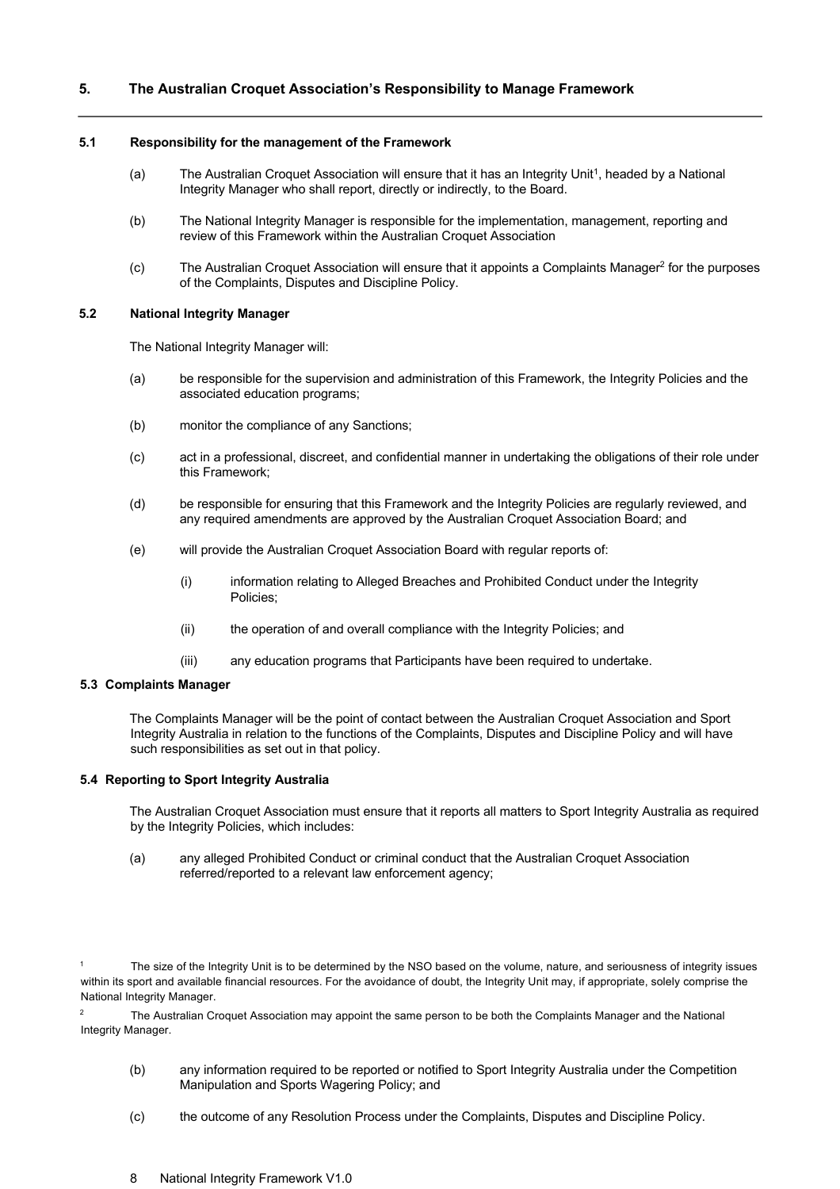## 5. The Australian Croquet Association's Responsibility to Manage Framework

### 5.1 Responsibility for the management of the Framework

(a) The Australian Croquet Association will ensure that it has an Integrity Unit[1], headed by a National Integrity Manager who shall report, directly or indirectly, to the Board.

(b) The National Integrity Manager is responsible for the implementation, management, reporting and review of this Framework within the Australian Croquet Association

(c) The Australian Croquet Association will ensure that it appoints a Complaints Manager[2] for the purposes of the Complaints, Disputes and Discipline Policy.

### 5.2 National Integrity Manager

The National Integrity Manager will:

(a) be responsible for the supervision and administration of this Framework, the Integrity Policies and the associated education programs;

(b) monitor the compliance of any Sanctions;

(c) act in a professional, discreet, and confidential manner in undertaking the obligations of their role under this Framework;

(d) be responsible for ensuring that this Framework and the Integrity Policies are regularly reviewed, and any required amendments are approved by the Australian Croquet Association Board; and

(e) will provide the Australian Croquet Association Board with regular reports of:

(i) information relating to Alleged Breaches and Prohibited Conduct under the Integrity Policies;

(ii) the operation of and overall compliance with the Integrity Policies; and

(iii) any education programs that Participants have been required to undertake.

### 5.3 Complaints Manager

The Complaints Manager will be the point of contact between the Australian Croquet Association and Sport Integrity Australia in relation to the functions of the Complaints, Disputes and Discipline Policy and will have such responsibilities as set out in that policy.

### 5.4 Reporting to Sport Integrity Australia

The Australian Croquet Association must ensure that it reports all matters to Sport Integrity Australia as required by the Integrity Policies, which includes:

(a) any alleged Prohibited Conduct or criminal conduct that the Australian Croquet Association referred/reported to a relevant law enforcement agency;

(b) any information required to be reported or notified to Sport Integrity Australia under the Competition Manipulation and Sports Wagering Policy; and

(c) the outcome of any Resolution Process under the Complaints, Disputes and Discipline Policy.

---

[1] The size of the Integrity Unit is to be determined by the NSO based on the volume, nature, and seriousness of integrity issues within its sport and available financial resources. For the avoidance of doubt, the Integrity Unit may, if appropriate, solely comprise the National Integrity Manager.

[2] The Australian Croquet Association may appoint the same person to be both the Complaints Manager and the National Integrity Manager.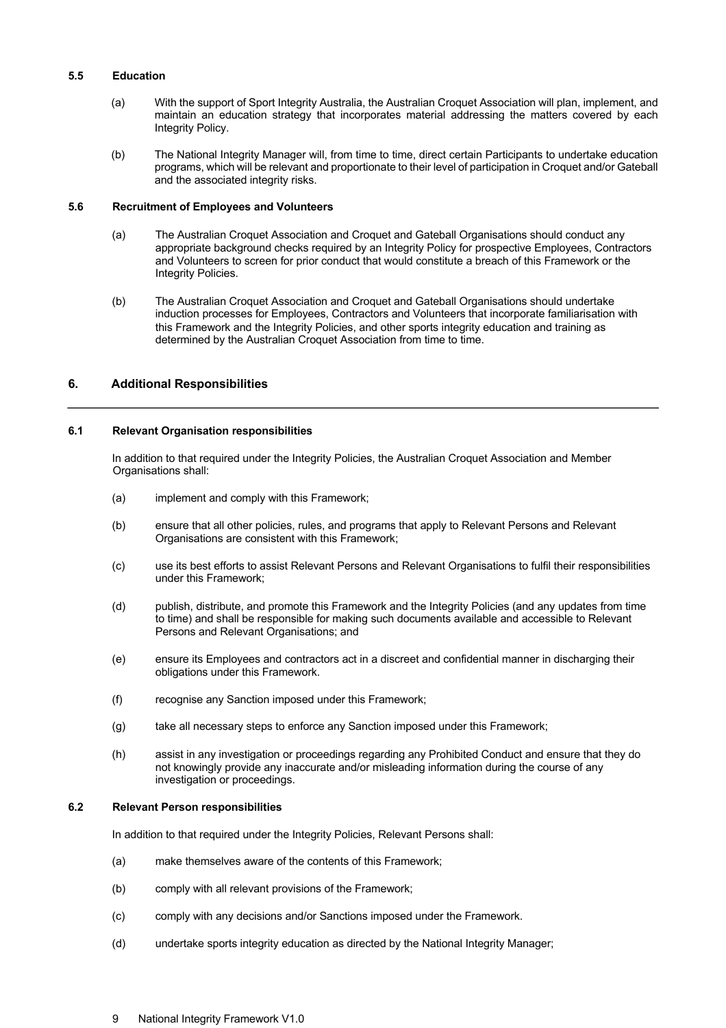### 5.5 Education

(a) With the support of Sport Integrity Australia, the Australian Croquet Association will plan, implement, and maintain an education strategy that incorporates material addressing the matters covered by each Integrity Policy.

(b) The National Integrity Manager will, from time to time, direct certain Participants to undertake education programs, which will be relevant and proportionate to their level of participation in Croquet and/or Gateball and the associated integrity risks.

### 5.6 Recruitment of Employees and Volunteers

(a) The Australian Croquet Association and Croquet and Gateball Organisations should conduct any appropriate background checks required by an Integrity Policy for prospective Employees, Contractors and Volunteers to screen for prior conduct that would constitute a breach of this Framework or the Integrity Policies.

(b) The Australian Croquet Association and Croquet and Gateball Organisations should undertake induction processes for Employees, Contractors and Volunteers that incorporate familiarisation with this Framework and the Integrity Policies, and other sports integrity education and training as determined by the Australian Croquet Association from time to time.

## 6. Additional Responsibilities

### 6.1 Relevant Organisation responsibilities

In addition to that required under the Integrity Policies, the Australian Croquet Association and Member Organisations shall:

(a) implement and comply with this Framework;

(b) ensure that all other policies, rules, and programs that apply to Relevant Persons and Relevant Organisations are consistent with this Framework;

(c) use its best efforts to assist Relevant Persons and Relevant Organisations to fulfil their responsibilities under this Framework;

(d) publish, distribute, and promote this Framework and the Integrity Policies (and any updates from time to time) and shall be responsible for making such documents available and accessible to Relevant Persons and Relevant Organisations; and

(e) ensure its Employees and contractors act in a discreet and confidential manner in discharging their obligations under this Framework.

(f) recognise any Sanction imposed under this Framework;

(g) take all necessary steps to enforce any Sanction imposed under this Framework;

(h) assist in any investigation or proceedings regarding any Prohibited Conduct and ensure that they do not knowingly provide any inaccurate and/or misleading information during the course of any investigation or proceedings.

### 6.2 Relevant Person responsibilities

In addition to that required under the Integrity Policies, Relevant Persons shall:

(a) make themselves aware of the contents of this Framework;

(b) comply with all relevant provisions of the Framework;

(c) comply with any decisions and/or Sanctions imposed under the Framework.

(d) undertake sports integrity education as directed by the National Integrity Manager;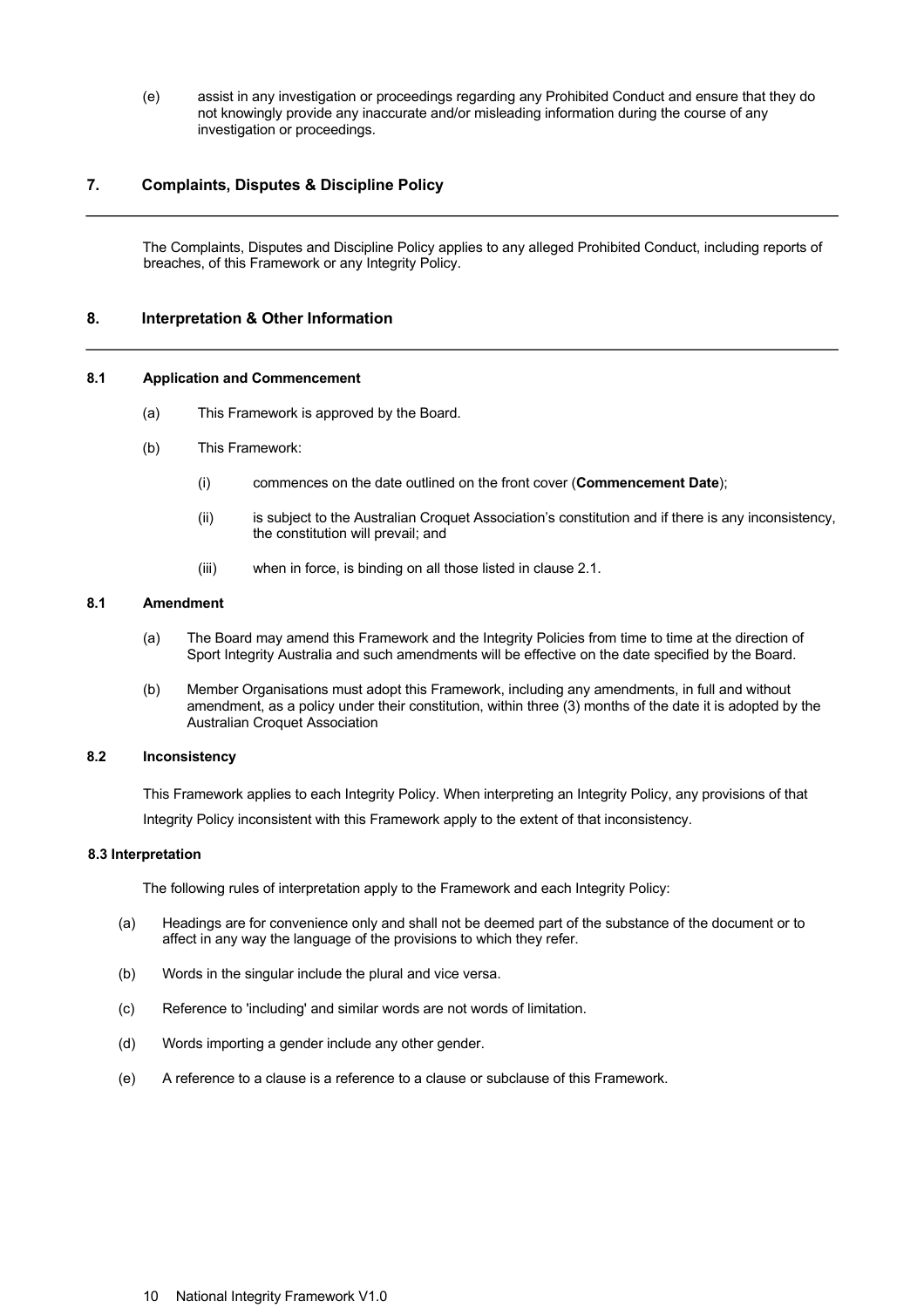(e) assist in any investigation or proceedings regarding any Prohibited Conduct and ensure that they do not knowingly provide any inaccurate and/or misleading information during the course of any investigation or proceedings.

## 7. Complaints, Disputes & Discipline Policy

The Complaints, Disputes and Discipline Policy applies to any alleged Prohibited Conduct, including reports of breaches, of this Framework or any Integrity Policy.

## 8. Interpretation & Other Information

### 8.1 Application and Commencement

(a) This Framework is approved by the Board.

(b) This Framework:

(i) commences on the date outlined on the front cover (**Commencement Date**);

(ii) is subject to the Australian Croquet Association's constitution and if there is any inconsistency, the constitution will prevail; and

(iii) when in force, is binding on all those listed in clause 2.1.

### 8.1 Amendment

(a) The Board may amend this Framework and the Integrity Policies from time to time at the direction of Sport Integrity Australia and such amendments will be effective on the date specified by the Board.

(b) Member Organisations must adopt this Framework, including any amendments, in full and without amendment, as a policy under their constitution, within three (3) months of the date it is adopted by the Australian Croquet Association

### 8.2 Inconsistency

This Framework applies to each Integrity Policy. When interpreting an Integrity Policy, any provisions of that Integrity Policy inconsistent with this Framework apply to the extent of that inconsistency.

### 8.3 Interpretation

The following rules of interpretation apply to the Framework and each Integrity Policy:

(a) Headings are for convenience only and shall not be deemed part of the substance of the document or to affect in any way the language of the provisions to which they refer.

(b) Words in the singular include the plural and vice versa.

(c) Reference to 'including' and similar words are not words of limitation.

(d) Words importing a gender include any other gender.

(e) A reference to a clause is a reference to a clause or subclause of this Framework.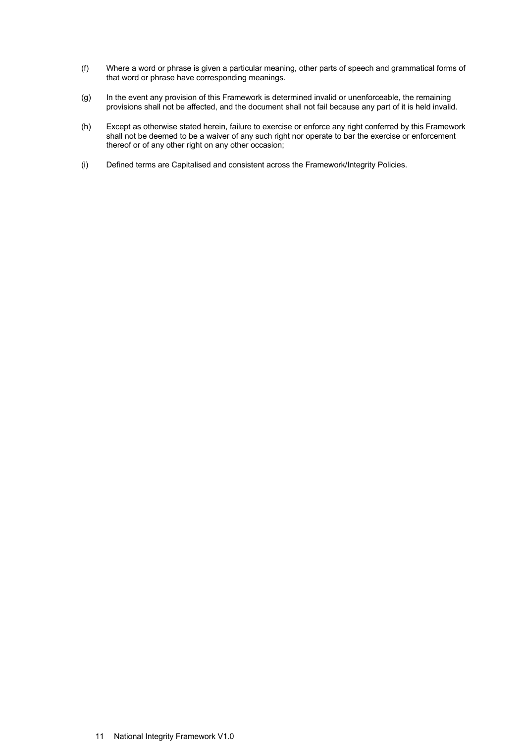(f) Where a word or phrase is given a particular meaning, other parts of speech and grammatical forms of that word or phrase have corresponding meanings.

(g) In the event any provision of this Framework is determined invalid or unenforceable, the remaining provisions shall not be affected, and the document shall not fail because any part of it is held invalid.

(h) Except as otherwise stated herein, failure to exercise or enforce any right conferred by this Framework shall not be deemed to be a waiver of any such right nor operate to bar the exercise or enforcement thereof or of any other right on any other occasion;

(i) Defined terms are Capitalised and consistent across the Framework/Integrity Policies.